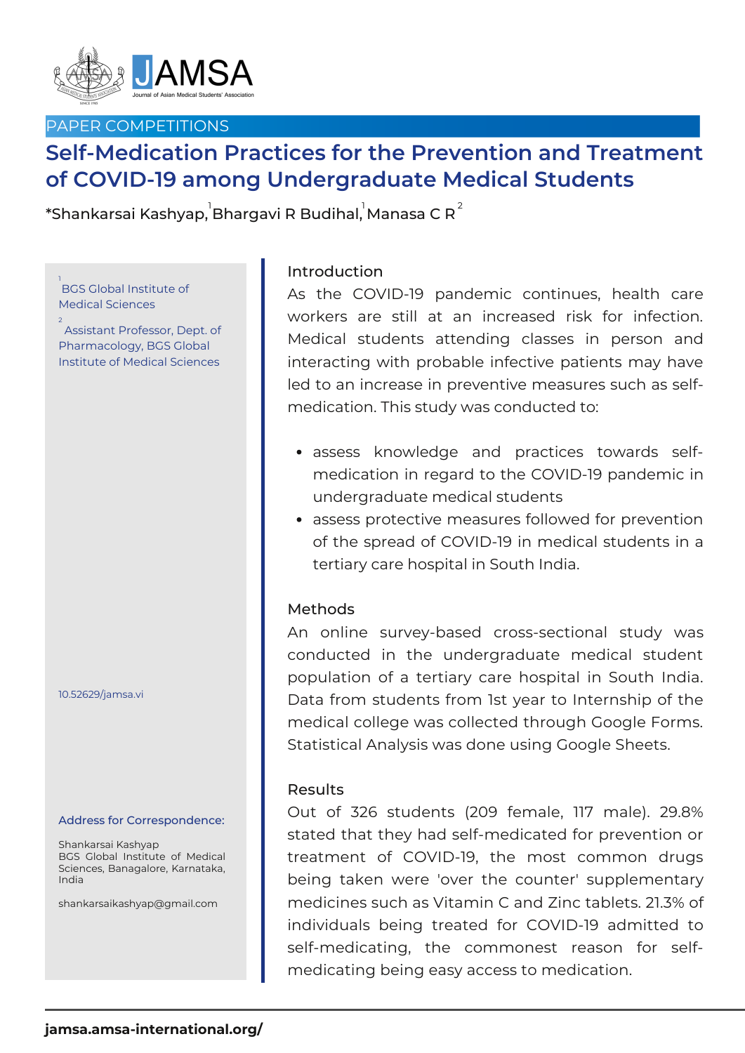PAPER COMPETITIONS

# Self-Medication Practices for the Prevention and Treatment of COVID-19 among Undergraduate Medical Students

*Shankarsai Kashyap,[1] Bhargavi R Budihal,[1] Manasa C R[2]

[1] BGS Global Institute of Medical Sciences

[2] Assistant Professor, Dept. of Pharmacology, BGS Global Institute of Medical Sciences

10.52629/jamsa.vi

**Address for Correspondence:**

Shankarsai Kashyap
BGS Global Institute of Medical Sciences, Banagalore, Karnataka, India

shankarsaikashyap@gmail.com

## Introduction

As the COVID-19 pandemic continues, health care workers are still at an increased risk for infection. Medical students attending classes in person and interacting with probable infective patients may have led to an increase in preventive measures such as self-medication. This study was conducted to:

- assess knowledge and practices towards self-medication in regard to the COVID-19 pandemic in undergraduate medical students
- assess protective measures followed for prevention of the spread of COVID-19 in medical students in a tertiary care hospital in South India.

## Methods

An online survey-based cross-sectional study was conducted in the undergraduate medical student population of a tertiary care hospital in South India. Data from students from 1st year to Internship of the medical college was collected through Google Forms. Statistical Analysis was done using Google Sheets.

## Results

Out of 326 students (209 female, 117 male). 29.8% stated that they had self-medicated for prevention or treatment of COVID-19, the most common drugs being taken were 'over the counter' supplementary medicines such as Vitamin C and Zinc tablets. 21.3% of individuals being treated for COVID-19 admitted to self-medicating, the commonest reason for self-medicating being easy access to medication.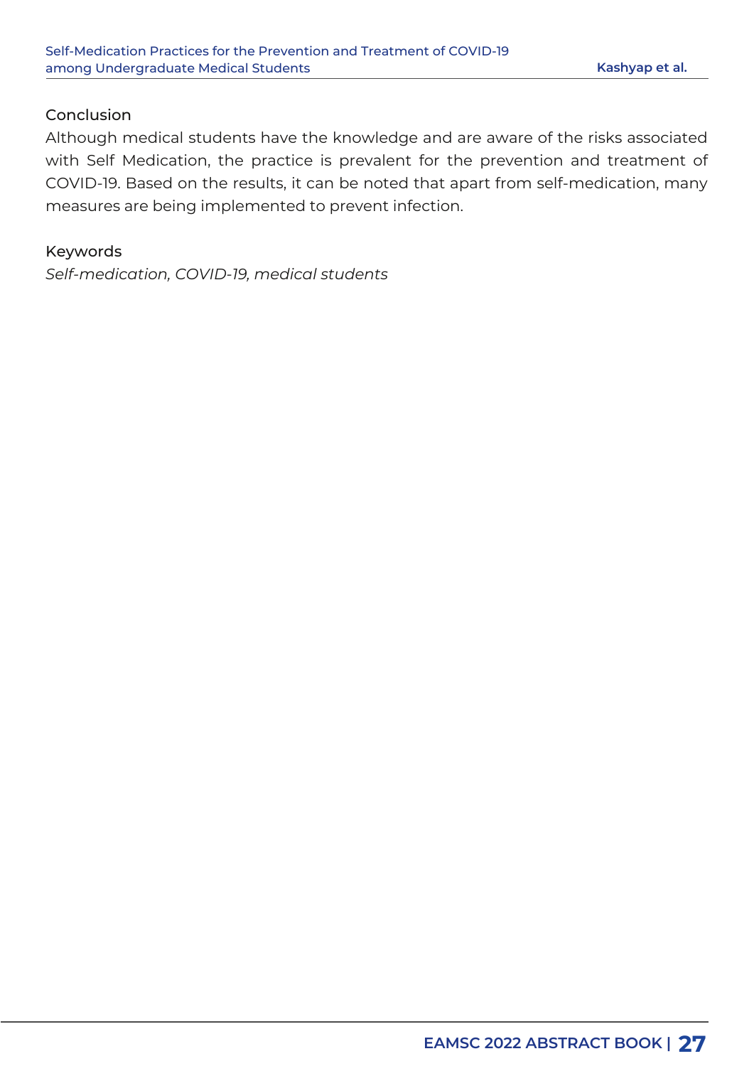### Conclusion

Although medical students have the knowledge and are aware of the risks associated with Self Medication, the practice is prevalent for the prevention and treatment of COVID-19. Based on the results, it can be noted that apart from self-medication, many measures are being implemented to prevent infection.

### Keywords

*Self-medication, COVID-19, medical students*